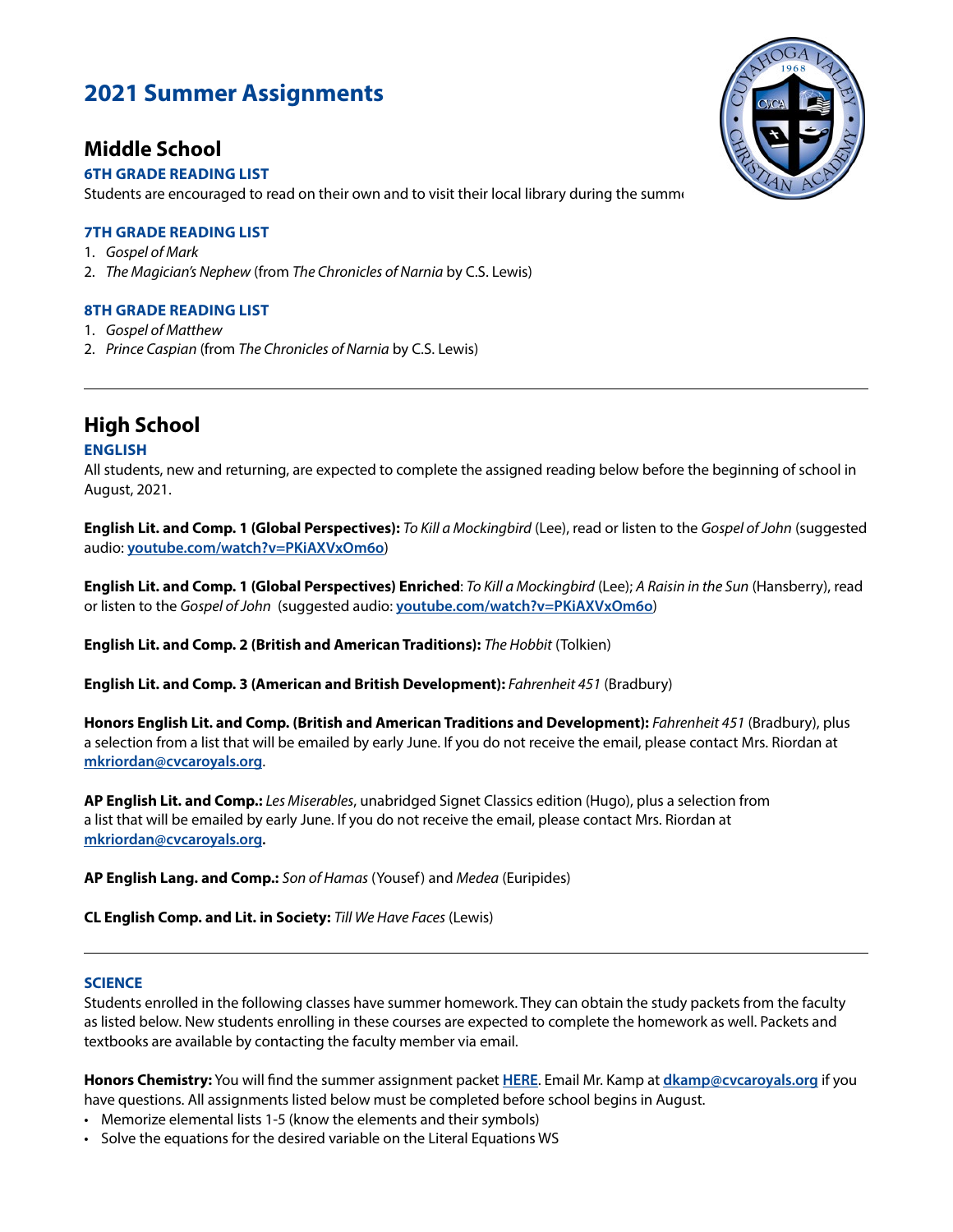# 2021 Summer Assignments

## Middle School

### 6TH GRADE READING LIST

Students are encouraged to read on their own and to visit their local library during the summe

### 7TH GRADE READING LIST

1. *Gospel of Mark*
2. *The Magician's Nephew* (from *The Chronicles of Narnia* by C.S. Lewis)

### 8TH GRADE READING LIST

1. *Gospel of Matthew*
2. *Prince Caspian* (from *The Chronicles of Narnia* by C.S. Lewis)

---

## High School

### ENGLISH

All students, new and returning, are expected to complete the assigned reading below before the beginning of school in August, 2021.

**English Lit. and Comp. 1 (Global Perspectives):** *To Kill a Mockingbird* (Lee), read or listen to the *Gospel of John* (suggested audio: **youtube.com/watch?v=PKiAXVxOm6o**)

**English Lit. and Comp. 1 (Global Perspectives) Enriched**: *To Kill a Mockingbird* (Lee); *A Raisin in the Sun* (Hansberry), read or listen to the *Gospel of John* (suggested audio: **youtube.com/watch?v=PKiAXVxOm6o**)

**English Lit. and Comp. 2 (British and American Traditions):** *The Hobbit* (Tolkien)

**English Lit. and Comp. 3 (American and British Development):** *Fahrenheit 451* (Bradbury)

**Honors English Lit. and Comp. (British and American Traditions and Development):** *Fahrenheit 451* (Bradbury), plus a selection from a list that will be emailed by early June. If you do not receive the email, please contact Mrs. Riordan at **mkriordan@cvcaroyals.org**.

**AP English Lit. and Comp.:** *Les Miserables*, unabridged Signet Classics edition (Hugo), plus a selection from a list that will be emailed by early June. If you do not receive the email, please contact Mrs. Riordan at **mkriordan@cvcaroyals.org.**

**AP English Lang. and Comp.:** *Son of Hamas* (Yousef) and *Medea* (Euripides)

**CL English Comp. and Lit. in Society:** *Till We Have Faces* (Lewis)

---

### SCIENCE

Students enrolled in the following classes have summer homework. They can obtain the study packets from the faculty as listed below. New students enrolling in these courses are expected to complete the homework as well. Packets and textbooks are available by contacting the faculty member via email.

**Honors Chemistry:** You will find the summer assignment packet **HERE**. Email Mr. Kamp at **dkamp@cvcaroyals.org** if you have questions. All assignments listed below must be completed before school begins in August.

- Memorize elemental lists 1-5 (know the elements and their symbols)
- Solve the equations for the desired variable on the Literal Equations WS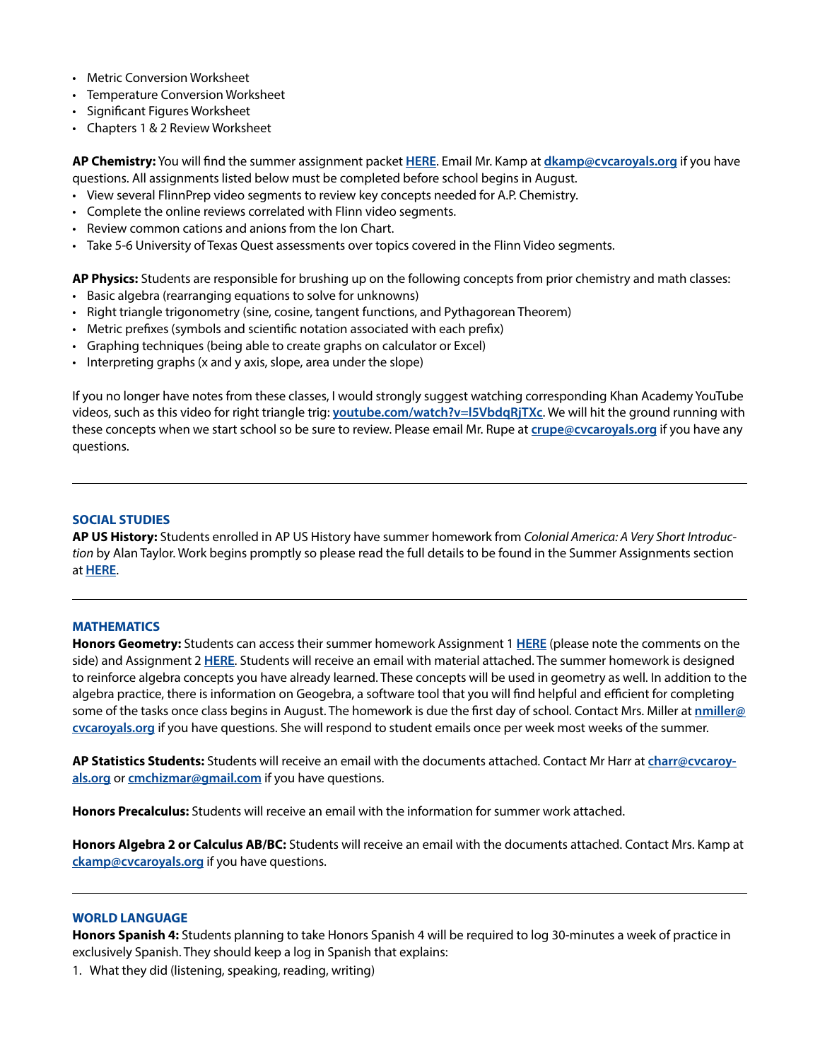- Metric Conversion Worksheet
- Temperature Conversion Worksheet
- Significant Figures Worksheet
- Chapters 1 & 2 Review Worksheet

**AP Chemistry:** You will find the summer assignment packet **HERE**. Email Mr. Kamp at **dkamp@cvcaroyals.org** if you have questions. All assignments listed below must be completed before school begins in August.

- View several FlinnPrep video segments to review key concepts needed for A.P. Chemistry.
- Complete the online reviews correlated with Flinn video segments.
- Review common cations and anions from the Ion Chart.
- Take 5-6 University of Texas Quest assessments over topics covered in the Flinn Video segments.

**AP Physics:** Students are responsible for brushing up on the following concepts from prior chemistry and math classes:

- Basic algebra (rearranging equations to solve for unknowns)
- Right triangle trigonometry (sine, cosine, tangent functions, and Pythagorean Theorem)
- Metric prefixes (symbols and scientific notation associated with each prefix)
- Graphing techniques (being able to create graphs on calculator or Excel)
- Interpreting graphs (x and y axis, slope, area under the slope)

If you no longer have notes from these classes, I would strongly suggest watching corresponding Khan Academy YouTube videos, such as this video for right triangle trig: **youtube.com/watch?v=l5VbdqRjTXc**. We will hit the ground running with these concepts when we start school so be sure to review. Please email Mr. Rupe at **crupe@cvcaroyals.org** if you have any questions.

---

## SOCIAL STUDIES

**AP US History:** Students enrolled in AP US History have summer homework from *Colonial America: A Very Short Introduction* by Alan Taylor. Work begins promptly so please read the full details to be found in the Summer Assignments section at **HERE**.

---

## MATHEMATICS

**Honors Geometry:** Students can access their summer homework Assignment 1 **HERE** (please note the comments on the side) and Assignment 2 **HERE**. Students will receive an email with material attached. The summer homework is designed to reinforce algebra concepts you have already learned. These concepts will be used in geometry as well. In addition to the algebra practice, there is information on Geogebra, a software tool that you will find helpful and efficient for completing some of the tasks once class begins in August. The homework is due the first day of school. Contact Mrs. Miller at **nmiller@cvcaroyals.org** if you have questions. She will respond to student emails once per week most weeks of the summer.

**AP Statistics Students:** Students will receive an email with the documents attached. Contact Mr Harr at **charr@cvcaroyals.org** or **cmchizmar@gmail.com** if you have questions.

**Honors Precalculus:** Students will receive an email with the information for summer work attached.

**Honors Algebra 2 or Calculus AB/BC:** Students will receive an email with the documents attached. Contact Mrs. Kamp at **ckamp@cvcaroyals.org** if you have questions.

---

## WORLD LANGUAGE

**Honors Spanish 4:** Students planning to take Honors Spanish 4 will be required to log 30-minutes a week of practice in exclusively Spanish. They should keep a log in Spanish that explains:

1. What they did (listening, speaking, reading, writing)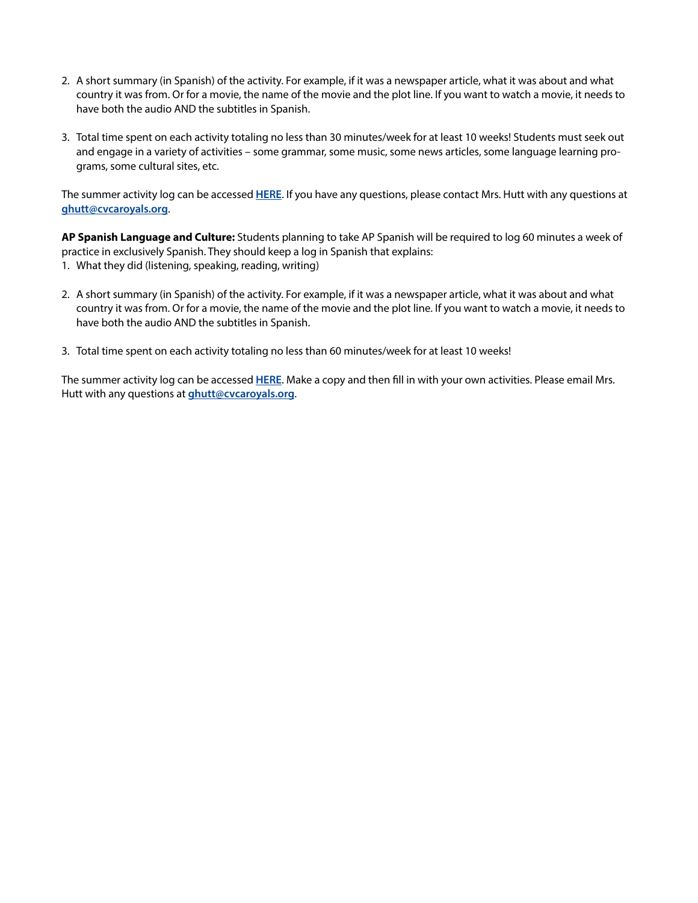2. A short summary (in Spanish) of the activity. For example, if it was a newspaper article, what it was about and what country it was from. Or for a movie, the name of the movie and the plot line. If you want to watch a movie, it needs to have both the audio AND the subtitles in Spanish.

3. Total time spent on each activity totaling no less than 30 minutes/week for at least 10 weeks! Students must seek out and engage in a variety of activities – some grammar, some music, some news articles, some language learning programs, some cultural sites, etc.

The summer activity log can be accessed **HERE**. If you have any questions, please contact Mrs. Hutt with any questions at **ghutt@cvcaroyals.org**.

**AP Spanish Language and Culture:** Students planning to take AP Spanish will be required to log 60 minutes a week of practice in exclusively Spanish. They should keep a log in Spanish that explains:

1. What they did (listening, speaking, reading, writing)

2. A short summary (in Spanish) of the activity. For example, if it was a newspaper article, what it was about and what country it was from. Or for a movie, the name of the movie and the plot line. If you want to watch a movie, it needs to have both the audio AND the subtitles in Spanish.

3. Total time spent on each activity totaling no less than 60 minutes/week for at least 10 weeks!

The summer activity log can be accessed **HERE**. Make a copy and then fill in with your own activities. Please email Mrs. Hutt with any questions at **ghutt@cvcaroyals.org**.